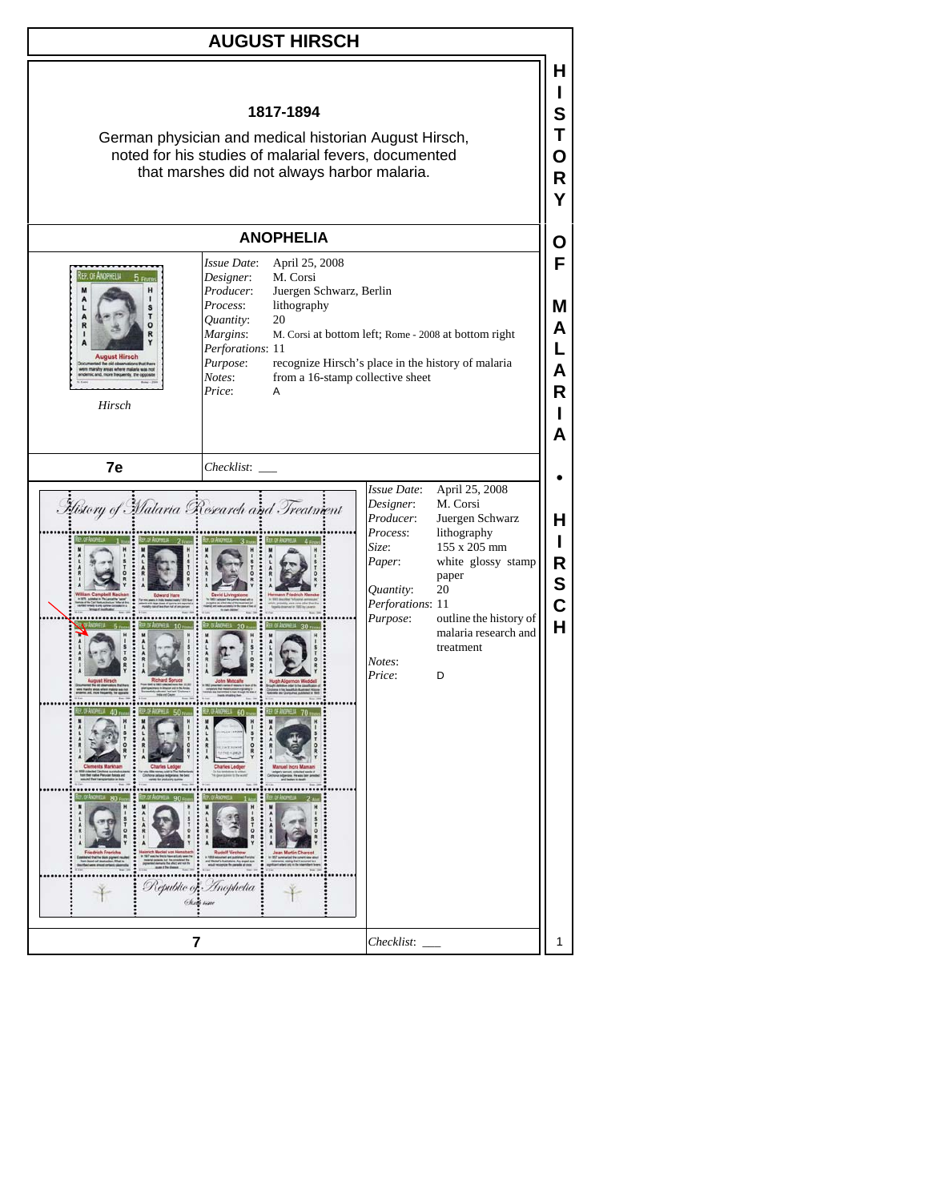# AUGUST HIRSCH

**1817-1894**

German physician and medical historian August Hirsch, noted for his studies of malarial fevers, documented that marshes did not always harbor malaria.

## ANOPHELIA

*Hirsch*

| | |
|---|---|
| *Issue Date*: | April 25, 2008 |
| *Designer*: | M. Corsi |
| *Producer*: | Juergen Schwarz, Berlin |
| *Process*: | lithography |
| *Quantity*: | 20 |
| *Margins*: | M. Corsi at bottom left; Rome - 2008 at bottom right |
| *Perforations*: | 11 |
| *Purpose*: | recognize Hirsch's place in the history of malaria |
| *Notes*: | from a 16-stamp collective sheet |
| *Price*: | A |

**7e** *Checklist*: ___

| | |
|---|---|
| *Issue Date*: | April 25, 2008 |
| *Designer*: | M. Corsi |
| *Producer*: | Juergen Schwarz |
| *Process*: | lithography |
| *Size*: | 155 x 205 mm |
| *Paper*: | white glossy stamp paper |
| *Quantity*: | 20 |
| *Perforations*: | 11 |
| *Purpose*: | outline the history of malaria research and treatment |
| *Notes*: | |
| *Price*: | D |

**7** *Checklist*: ___

HISTORY OF MALARIA • HIRSCH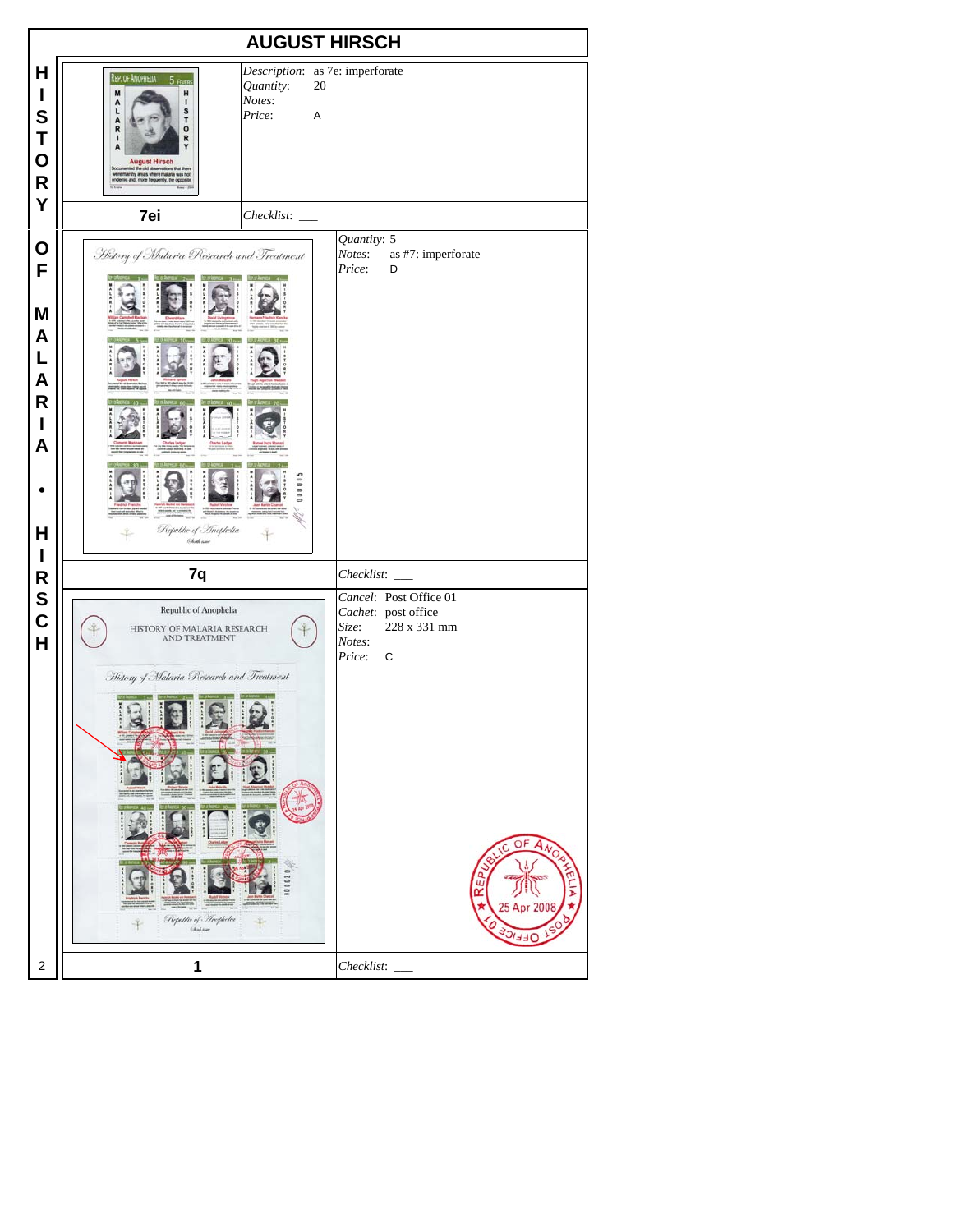# AUGUST HIRSCH

HISTORY OF MALARIA • HIRSCH

| | |
|---|---|
| | *Description*: as 7e: imperforate<br>*Quantity*: 20<br>*Notes*:<br>*Price*: A |
| **7ei** | *Checklist*: ___ |
| | *Quantity*: 5<br>*Notes*: as #7: imperforate<br>*Price*: D |
| **7q** | *Checklist*: ___ |
| | *Cancel*: Post Office 01<br>*Cachet*: post office<br>*Size*: 228 x 331 mm<br>*Notes*:<br>*Price*: C |
| **1** | *Checklist*: ___ |